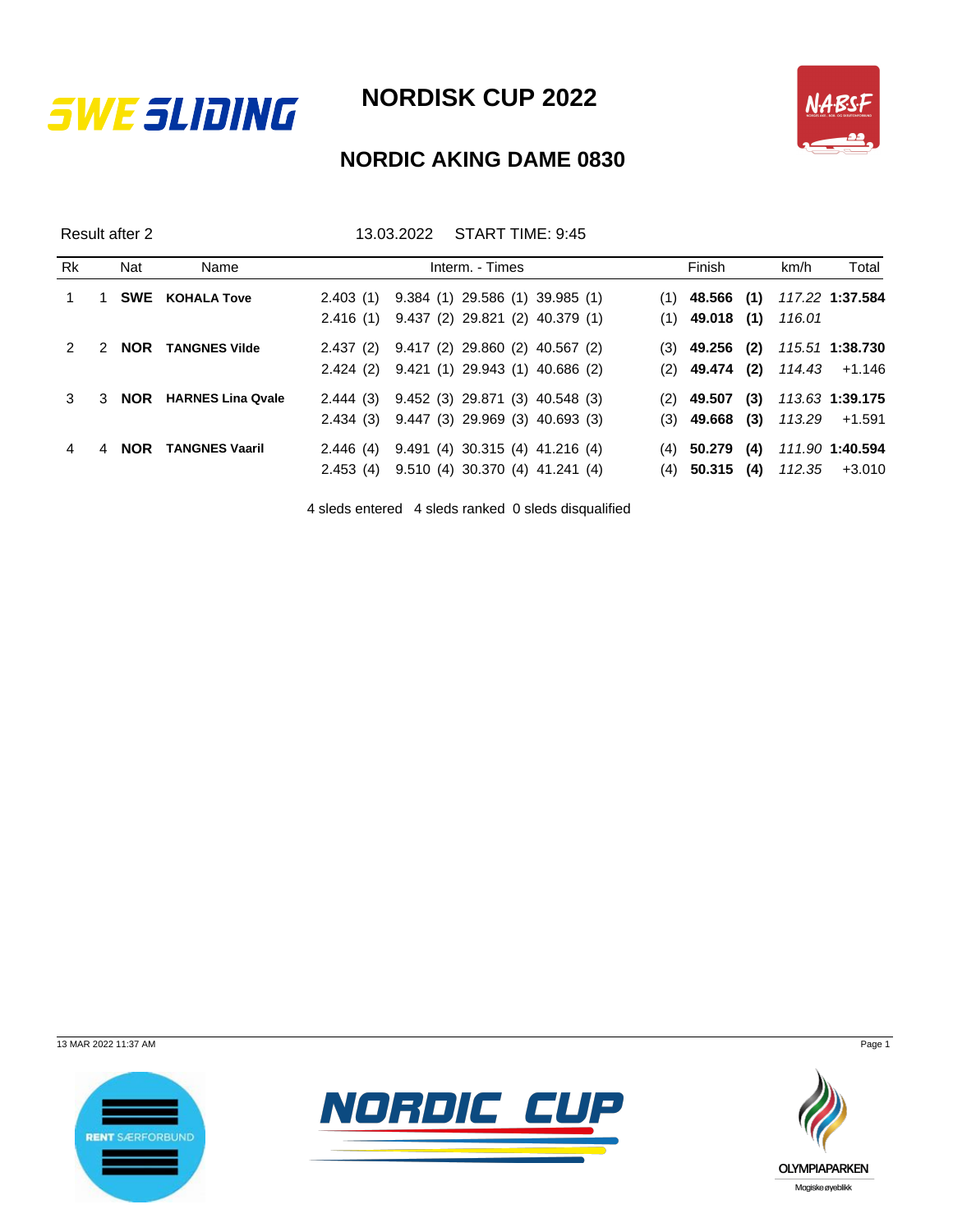# NORDISK CUP 2022

## NORDIC AKING DAME 0830

Result after 2 | 13.03.2022 | START TIME: 9:45

| Rk | | Nat | Name | Interm. - Times | | | | Finish | | km/h | Total |
|---|---|---|---|---|---|---|---|---|---|---|---|
| 1 | 1 | **SWE** | **KOHALA Tove** | 2.403 (1) | 9.384 (1) | 29.586 (1) | 39.985 (1) | (1) **48.566** | **(1)** | *117.22* | **1:37.584** |
| | | | | 2.416 (1) | 9.437 (2) | 29.821 (2) | 40.379 (1) | (1) **49.018** | **(1)** | *116.01* | |
| 2 | 2 | **NOR** | **TANGNES Vilde** | 2.437 (2) | 9.417 (2) | 29.860 (2) | 40.567 (2) | (3) **49.256** | **(2)** | *115.51* | **1:38.730** |
| | | | | 2.424 (2) | 9.421 (1) | 29.943 (1) | 40.686 (2) | (2) **49.474** | **(2)** | *114.43* | +1.146 |
| 3 | 3 | **NOR** | **HARNES Lina Qvale** | 2.444 (3) | 9.452 (3) | 29.871 (3) | 40.548 (3) | (2) **49.507** | **(3)** | *113.63* | **1:39.175** |
| | | | | 2.434 (3) | 9.447 (3) | 29.969 (3) | 40.693 (3) | (3) **49.668** | **(3)** | *113.29* | +1.591 |
| 4 | 4 | **NOR** | **TANGNES Vaaril** | 2.446 (4) | 9.491 (4) | 30.315 (4) | 41.216 (4) | (4) **50.279** | **(4)** | *111.90* | **1:40.594** |
| | | | | 2.453 (4) | 9.510 (4) | 30.370 (4) | 41.241 (4) | (4) **50.315** | **(4)** | *112.35* | +3.010 |

4 sleds entered 4 sleds ranked 0 sleds disqualified

13 MAR 2022 11:37 AM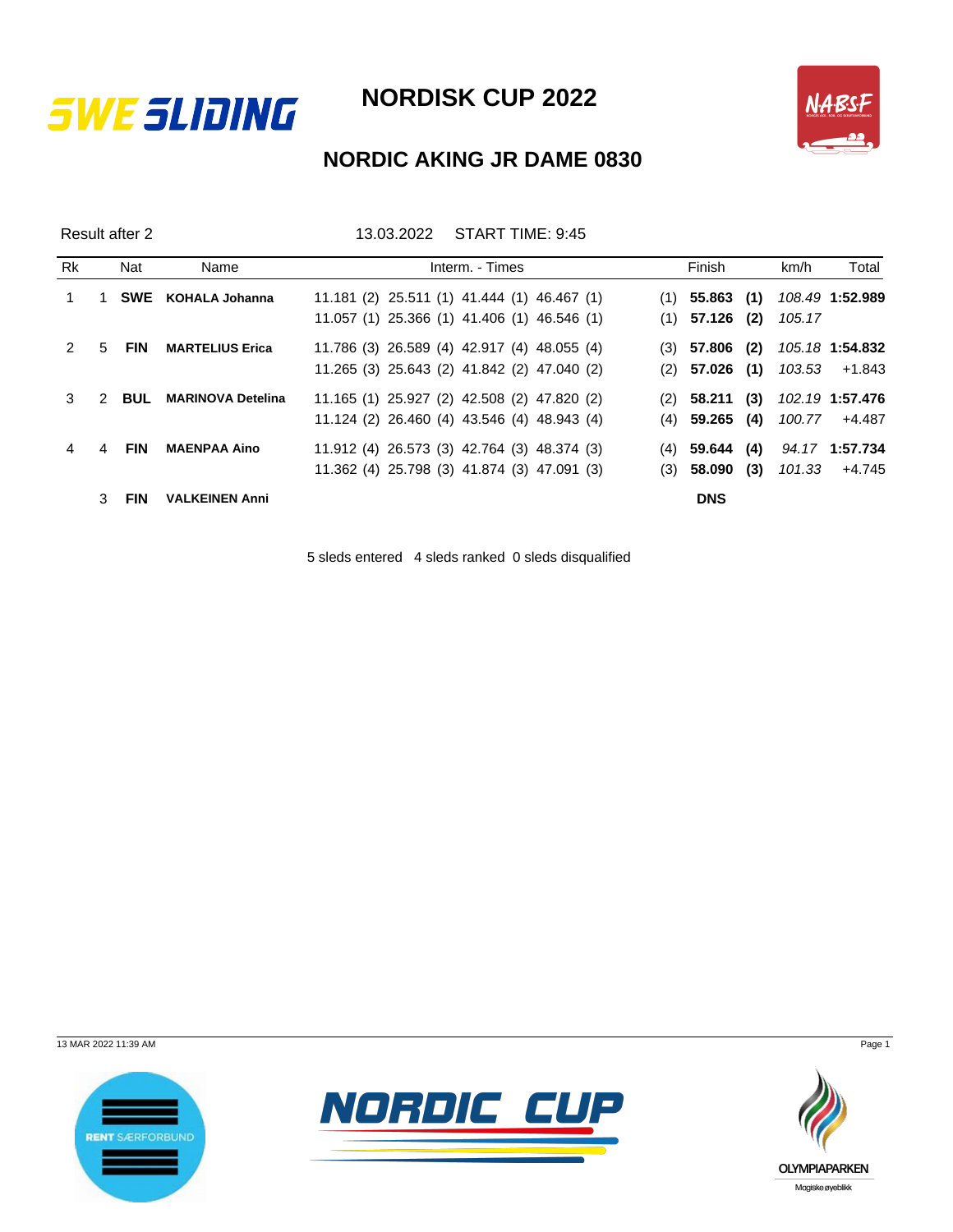# NORDISK CUP 2022

## NORDIC AKING JR DAME 0830

Result after 2 13.03.2022 START TIME: 9:45

| Rk | | Nat | Name | Interm. - Times | | Finish | | km/h | Total |
|---|---|---|---|---|---|---|---|---|---|
| 1 | 1 | **SWE** | **KOHALA Johanna** | 11.181 (2) 25.511 (1) 41.444 (1) 46.467 (1) | (1) | **55.863** | **(1)** | *108.49* | **1:52.989** |
| | | | | 11.057 (1) 25.366 (1) 41.406 (1) 46.546 (1) | (1) | **57.126** | **(2)** | *105.17* | |
| 2 | 5 | **FIN** | **MARTELIUS Erica** | 11.786 (3) 26.589 (4) 42.917 (4) 48.055 (4) | (3) | **57.806** | **(2)** | *105.18* | **1:54.832** |
| | | | | 11.265 (3) 25.643 (2) 41.842 (2) 47.040 (2) | (2) | **57.026** | **(1)** | *103.53* | +1.843 |
| 3 | 2 | **BUL** | **MARINOVA Detelina** | 11.165 (1) 25.927 (2) 42.508 (2) 47.820 (2) | (2) | **58.211** | **(3)** | *102.19* | **1:57.476** |
| | | | | 11.124 (2) 26.460 (4) 43.546 (4) 48.943 (4) | (4) | **59.265** | **(4)** | *100.77* | +4.487 |
| 4 | 4 | **FIN** | **MAENPAA Aino** | 11.912 (4) 26.573 (3) 42.764 (3) 48.374 (3) | (4) | **59.644** | **(4)** | *94.17* | **1:57.734** |
| | | | | 11.362 (4) 25.798 (3) 41.874 (3) 47.091 (3) | (3) | **58.090** | **(3)** | *101.33* | +4.745 |
| | 3 | **FIN** | **VALKEINEN Anni** | | | **DNS** | | | |

5 sleds entered 4 sleds ranked 0 sleds disqualified

13 MAR 2022 11:39 AM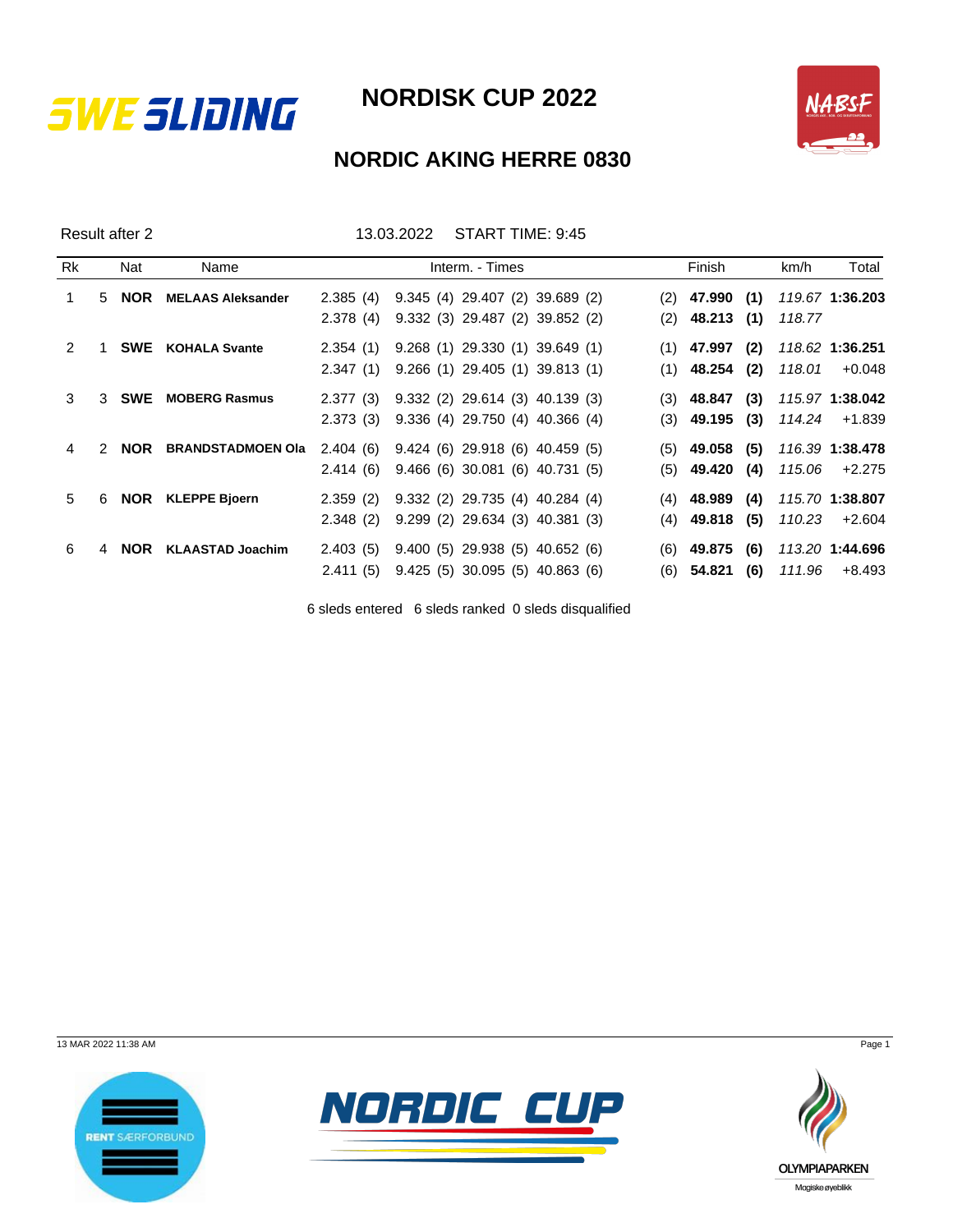# NORDISK CUP 2022

## NORDIC AKING HERRE 0830

Result after 2 &nbsp;&nbsp;&nbsp;&nbsp; 13.03.2022 &nbsp;&nbsp; START TIME: 9:45

| Rk | | Nat | Name | Interm. - Times | | | | Finish | | km/h | Total |
|---|---|---|---|---|---|---|---|---|---|---|---|
| 1 | 5 | **NOR** | **MELAAS Aleksander** | 2.385 (4) | 9.345 (4) | 29.407 (2) | 39.689 (2) | (2) **47.990** | **(1)** | *119.67* | **1:36.203** |
| | | | | 2.378 (4) | 9.332 (3) | 29.487 (2) | 39.852 (2) | (2) **48.213** | **(1)** | *118.77* | |
| 2 | 1 | **SWE** | **KOHALA Svante** | 2.354 (1) | 9.268 (1) | 29.330 (1) | 39.649 (1) | (1) **47.997** | **(2)** | *118.62* | **1:36.251** |
| | | | | 2.347 (1) | 9.266 (1) | 29.405 (1) | 39.813 (1) | (1) **48.254** | **(2)** | *118.01* | +0.048 |
| 3 | 3 | **SWE** | **MOBERG Rasmus** | 2.377 (3) | 9.332 (2) | 29.614 (3) | 40.139 (3) | (3) **48.847** | **(3)** | *115.97* | **1:38.042** |
| | | | | 2.373 (3) | 9.336 (4) | 29.750 (4) | 40.366 (4) | (3) **49.195** | **(3)** | *114.24* | +1.839 |
| 4 | 2 | **NOR** | **BRANDSTADMOEN Ola** | 2.404 (6) | 9.424 (6) | 29.918 (6) | 40.459 (5) | (5) **49.058** | **(5)** | *116.39* | **1:38.478** |
| | | | | 2.414 (6) | 9.466 (6) | 30.081 (6) | 40.731 (5) | (5) **49.420** | **(4)** | *115.06* | +2.275 |
| 5 | 6 | **NOR** | **KLEPPE Bjoern** | 2.359 (2) | 9.332 (2) | 29.735 (4) | 40.284 (4) | (4) **48.989** | **(4)** | *115.70* | **1:38.807** |
| | | | | 2.348 (2) | 9.299 (2) | 29.634 (3) | 40.381 (3) | (4) **49.818** | **(5)** | *110.23* | +2.604 |
| 6 | 4 | **NOR** | **KLAASTAD Joachim** | 2.403 (5) | 9.400 (5) | 29.938 (5) | 40.652 (6) | (6) **49.875** | **(6)** | *113.20* | **1:44.696** |
| | | | | 2.411 (5) | 9.425 (5) | 30.095 (5) | 40.863 (6) | (6) **54.821** | **(6)** | *111.96* | +8.493 |

6 sleds entered &nbsp; 6 sleds ranked &nbsp; 0 sleds disqualified

13 MAR 2022 11:38 AM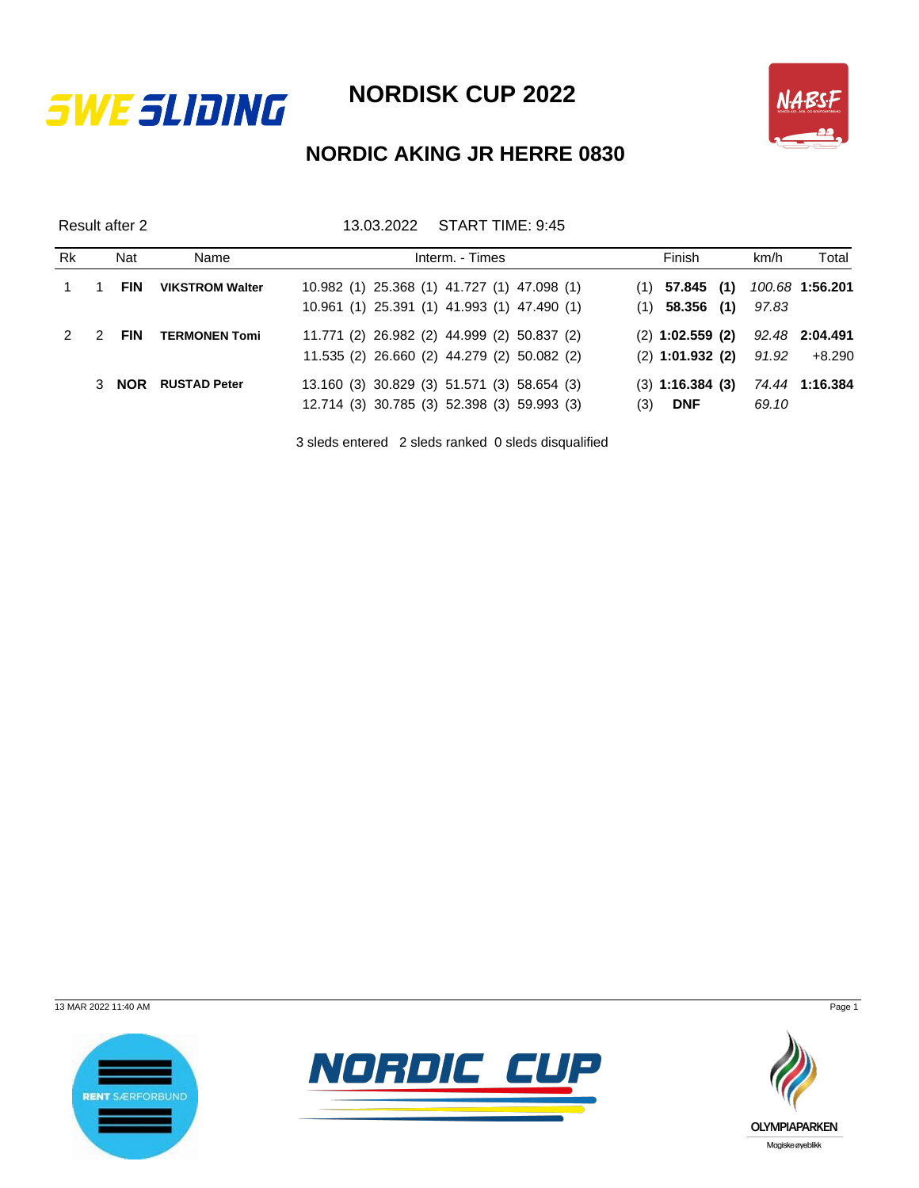# NORDISK CUP 2022

## NORDIC AKING JR HERRE 0830

Result after 2 &nbsp;&nbsp;&nbsp;&nbsp; 13.03.2022 &nbsp;&nbsp; START TIME: 9:45

| Rk | | Nat | Name | Interm. - Times | Finish | km/h | Total |
|---|---|---|---|---|---|---|---|
| 1 | 1 | **FIN** | **VIKSTROM Walter** | 10.982 (1) 25.368 (1) 41.727 (1) 47.098 (1) | (1) **57.845 (1)** | *100.68* | **1:56.201** |
| | | | | 10.961 (1) 25.391 (1) 41.993 (1) 47.490 (1) | (1) **58.356 (1)** | *97.83* | |
| 2 | 2 | **FIN** | **TERMONEN Tomi** | 11.771 (2) 26.982 (2) 44.999 (2) 50.837 (2) | (2) **1:02.559 (2)** | *92.48* | **2:04.491** |
| | | | | 11.535 (2) 26.660 (2) 44.279 (2) 50.082 (2) | (2) **1:01.932 (2)** | *91.92* | +8.290 |
| | 3 | **NOR** | **RUSTAD Peter** | 13.160 (3) 30.829 (3) 51.571 (3) 58.654 (3) | (3) **1:16.384 (3)** | *74.44* | **1:16.384** |
| | | | | 12.714 (3) 30.785 (3) 52.398 (3) 59.993 (3) | (3) **DNF** | *69.10* | |

3 sleds entered &nbsp; 2 sleds ranked &nbsp; 0 sleds disqualified

13 MAR 2022 11:40 AM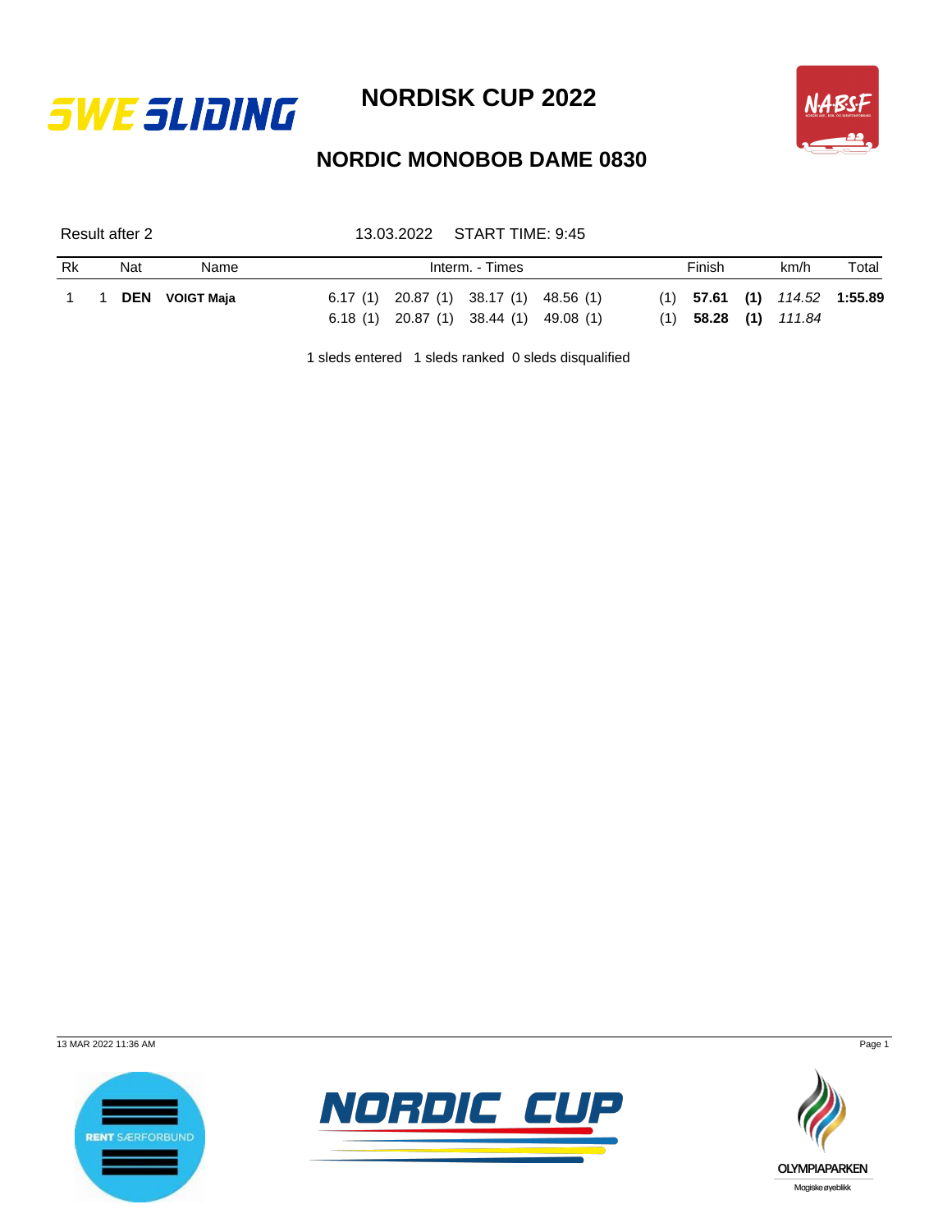# NORDISK CUP 2022

## NORDIC MONOBOB DAME 0830

Result after 2 | 13.03.2022 | START TIME: 9:45

| Rk | | Nat | Name | Interm. - Times | | | | Finish | | km/h | Total |
|---|---|---|---|---|---|---|---|---|---|---|---|
| 1 | 1 | **DEN** | **VOIGT Maja** | 6.17 (1) | 20.87 (1) | 38.17 (1) | 48.56 (1) | (1) **57.61** | **(1)** | *114.52* | **1:55.89** |
| | | | | 6.18 (1) | 20.87 (1) | 38.44 (1) | 49.08 (1) | (1) **58.28** | **(1)** | *111.84* | |

1 sleds entered 1 sleds ranked 0 sleds disqualified

13 MAR 2022 11:36 AM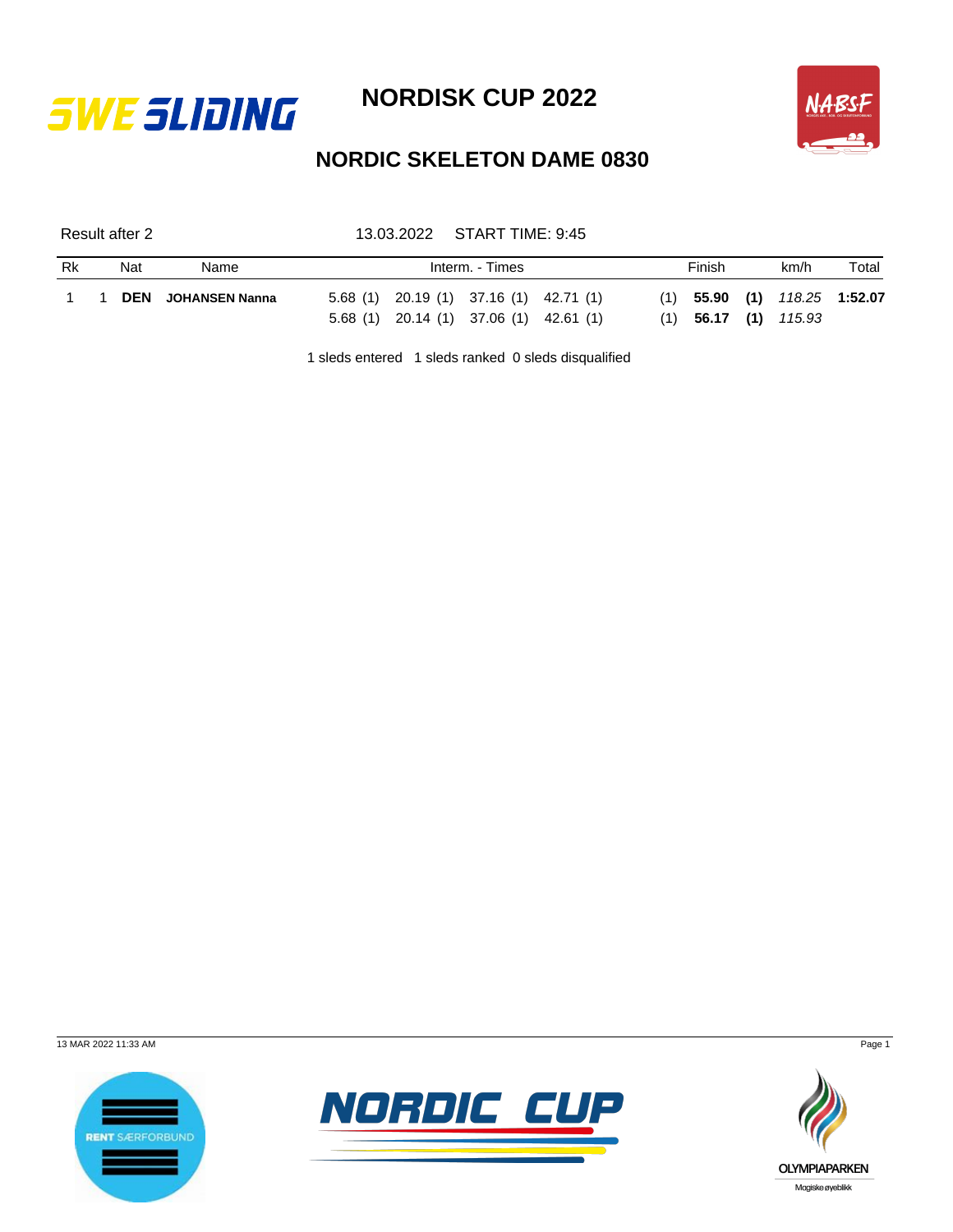# NORDISK CUP 2022

## NORDIC SKELETON DAME 0830

Result after 2 — 13.03.2022 — START TIME: 9:45

| Rk | | Nat | Name | Interm. - Times | | | | Finish | | km/h | Total |
|---|---|---|---|---|---|---|---|---|---|---|---|
| 1 | 1 | **DEN** | **JOHANSEN Nanna** | 5.68 (1) | 20.19 (1) | 37.16 (1) | 42.71 (1) | (1) **55.90** | **(1)** | *118.25* | **1:52.07** |
| | | | | 5.68 (1) | 20.14 (1) | 37.06 (1) | 42.61 (1) | (1) **56.17** | **(1)** | *115.93* | |

1 sleds entered   1 sleds ranked   0 sleds disqualified

13 MAR 2022 11:33 AM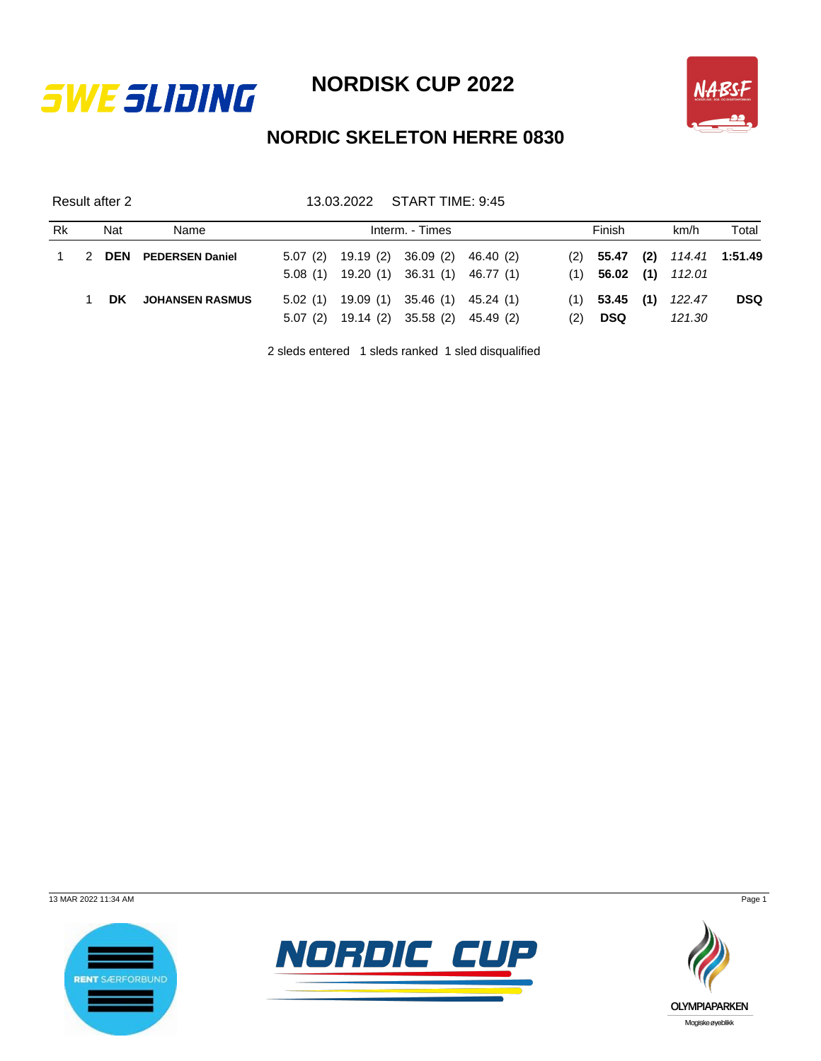# NORDISK CUP 2022

## NORDIC SKELETON HERRE 0830

Result after 2 | 13.03.2022 | START TIME: 9:45

| Rk | | Nat | Name | Interm. - Times | | | | Finish | | km/h | Total |
|---|---|---|---|---|---|---|---|---|---|---|---|
| 1 | 2 | **DEN** | **PEDERSEN Daniel** | 5.07 (2) | 19.19 (2) | 36.09 (2) | 46.40 (2) | (2) **55.47** | **(2)** | *114.41* | **1:51.49** |
| | | | | 5.08 (1) | 19.20 (1) | 36.31 (1) | 46.77 (1) | (1) **56.02** | **(1)** | *112.01* | |
| | 1 | **DK** | **JOHANSEN RASMUS** | 5.02 (1) | 19.09 (1) | 35.46 (1) | 45.24 (1) | (1) **53.45** | **(1)** | *122.47* | **DSQ** |
| | | | | 5.07 (2) | 19.14 (2) | 35.58 (2) | 45.49 (2) | (2) **DSQ** | | *121.30* | |

2 sleds entered 1 sleds ranked 1 sled disqualified

13 MAR 2022 11:34 AM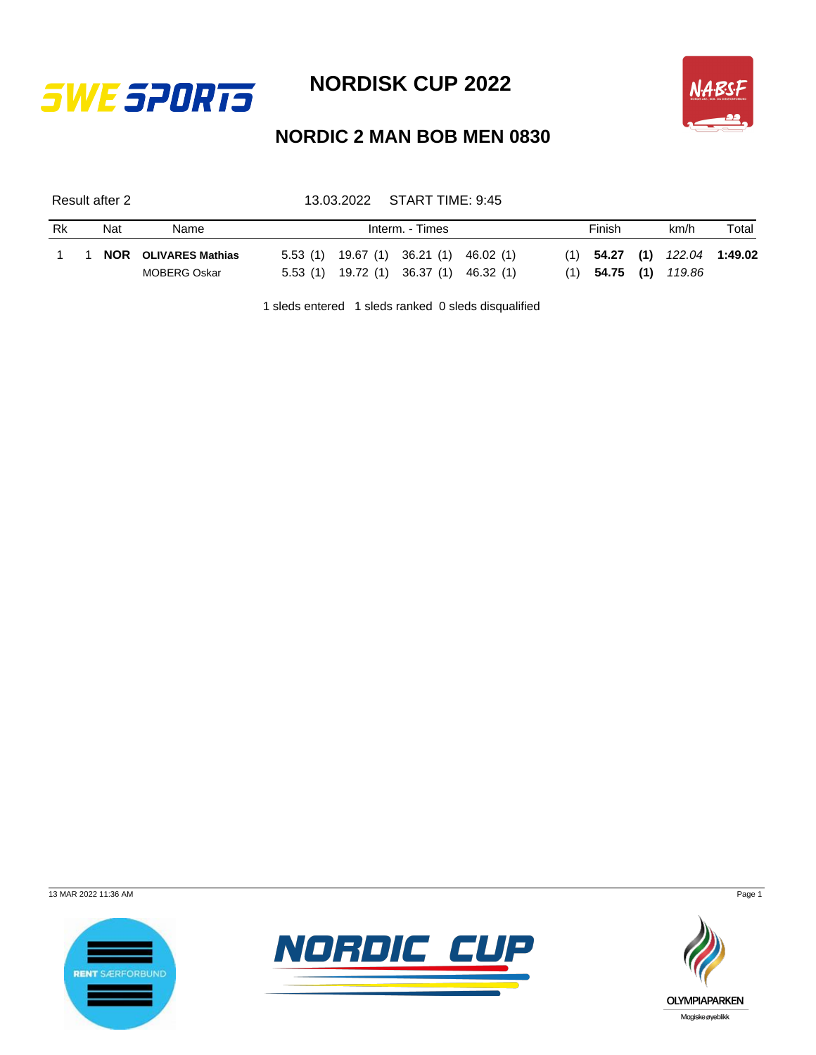# NORDISK CUP 2022

## NORDIC 2 MAN BOB MEN 0830

Result after 2 13.03.2022 START TIME: 9:45

| Rk | | Nat | Name | Interm. - Times | | | | Finish | | km/h | Total |
|---|---|---|---|---|---|---|---|---|---|---|---|
| 1 | 1 | **NOR** | **OLIVARES Mathias** | 5.53 (1) | 19.67 (1) | 36.21 (1) | 46.02 (1) | (1) **54.27** | **(1)** | *122.04* | **1:49.02** |
| | | | MOBERG Oskar | 5.53 (1) | 19.72 (1) | 36.37 (1) | 46.32 (1) | (1) **54.75** | **(1)** | *119.86* | |

1 sleds entered 1 sleds ranked 0 sleds disqualified

13 MAR 2022 11:36 AM